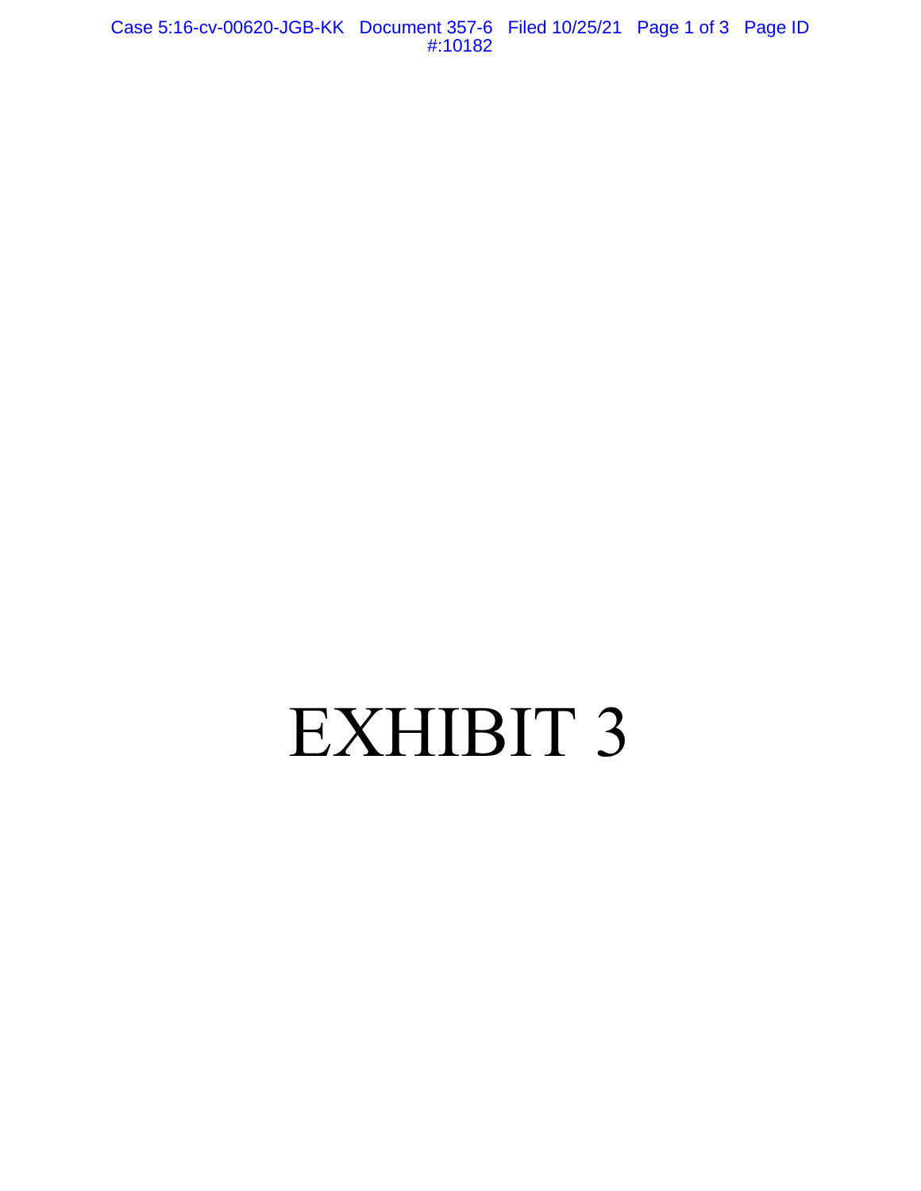# EXHIBIT 3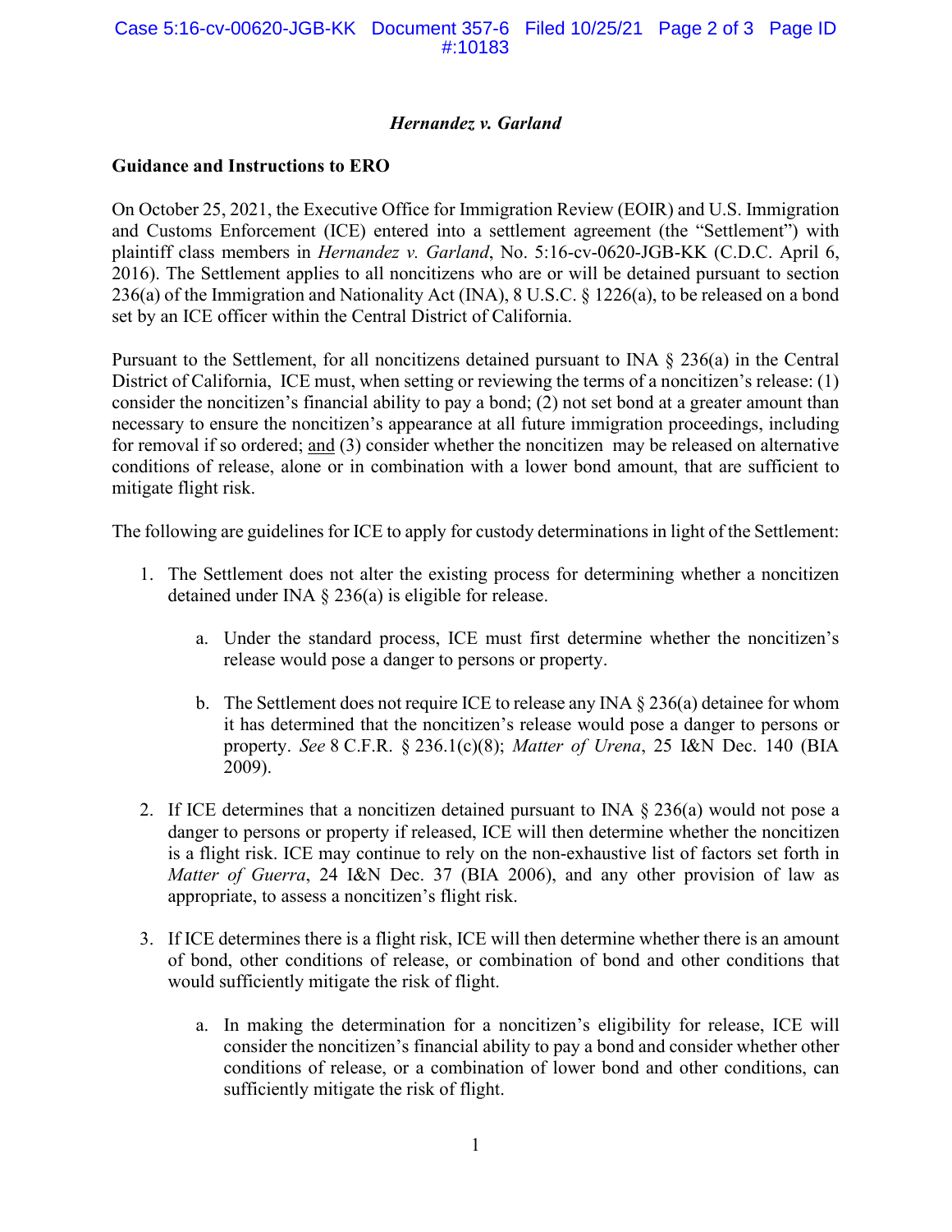### *Hernandez v. Garland*

**Guidance and Instructions to ERO**

On October 25, 2021, the Executive Office for Immigration Review (EOIR) and U.S. Immigration and Customs Enforcement (ICE) entered into a settlement agreement (the "Settlement") with plaintiff class members in *Hernandez v. Garland*, No. 5:16-cv-0620-JGB-KK (C.D.C. April 6, 2016). The Settlement applies to all noncitizens who are or will be detained pursuant to section 236(a) of the Immigration and Nationality Act (INA), 8 U.S.C. § 1226(a), to be released on a bond set by an ICE officer within the Central District of California.

Pursuant to the Settlement, for all noncitizens detained pursuant to INA § 236(a) in the Central District of California, ICE must, when setting or reviewing the terms of a noncitizen's release: (1) consider the noncitizen's financial ability to pay a bond; (2) not set bond at a greater amount than necessary to ensure the noncitizen's appearance at all future immigration proceedings, including for removal if so ordered; <u>and</u> (3) consider whether the noncitizen may be released on alternative conditions of release, alone or in combination with a lower bond amount, that are sufficient to mitigate flight risk.

The following are guidelines for ICE to apply for custody determinations in light of the Settlement:

1. The Settlement does not alter the existing process for determining whether a noncitizen detained under INA § 236(a) is eligible for release.

    a. Under the standard process, ICE must first determine whether the noncitizen's release would pose a danger to persons or property.

    b. The Settlement does not require ICE to release any INA § 236(a) detainee for whom it has determined that the noncitizen's release would pose a danger to persons or property. *See* 8 C.F.R. § 236.1(c)(8); *Matter of Urena*, 25 I&N Dec. 140 (BIA 2009).

2. If ICE determines that a noncitizen detained pursuant to INA § 236(a) would not pose a danger to persons or property if released, ICE will then determine whether the noncitizen is a flight risk. ICE may continue to rely on the non-exhaustive list of factors set forth in *Matter of Guerra*, 24 I&N Dec. 37 (BIA 2006), and any other provision of law as appropriate, to assess a noncitizen's flight risk.

3. If ICE determines there is a flight risk, ICE will then determine whether there is an amount of bond, other conditions of release, or combination of bond and other conditions that would sufficiently mitigate the risk of flight.

    a. In making the determination for a noncitizen's eligibility for release, ICE will consider the noncitizen's financial ability to pay a bond and consider whether other conditions of release, or a combination of lower bond and other conditions, can sufficiently mitigate the risk of flight.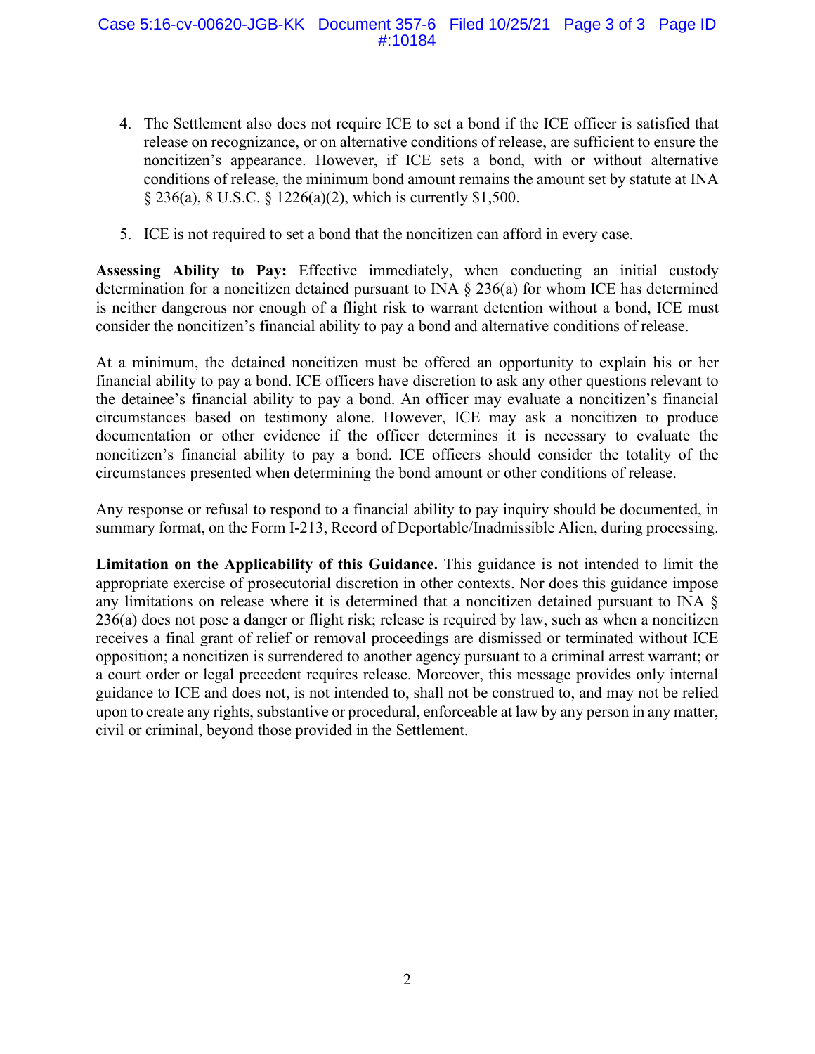4. The Settlement also does not require ICE to set a bond if the ICE officer is satisfied that release on recognizance, or on alternative conditions of release, are sufficient to ensure the noncitizen's appearance. However, if ICE sets a bond, with or without alternative conditions of release, the minimum bond amount remains the amount set by statute at INA § 236(a), 8 U.S.C. § 1226(a)(2), which is currently $1,500.

5. ICE is not required to set a bond that the noncitizen can afford in every case.

**Assessing Ability to Pay:** Effective immediately, when conducting an initial custody determination for a noncitizen detained pursuant to INA § 236(a) for whom ICE has determined is neither dangerous nor enough of a flight risk to warrant detention without a bond, ICE must consider the noncitizen's financial ability to pay a bond and alternative conditions of release.

<u>At a minimum</u>, the detained noncitizen must be offered an opportunity to explain his or her financial ability to pay a bond. ICE officers have discretion to ask any other questions relevant to the detainee's financial ability to pay a bond. An officer may evaluate a noncitizen's financial circumstances based on testimony alone. However, ICE may ask a noncitizen to produce documentation or other evidence if the officer determines it is necessary to evaluate the noncitizen's financial ability to pay a bond. ICE officers should consider the totality of the circumstances presented when determining the bond amount or other conditions of release.

Any response or refusal to respond to a financial ability to pay inquiry should be documented, in summary format, on the Form I-213, Record of Deportable/Inadmissible Alien, during processing.

**Limitation on the Applicability of this Guidance.** This guidance is not intended to limit the appropriate exercise of prosecutorial discretion in other contexts. Nor does this guidance impose any limitations on release where it is determined that a noncitizen detained pursuant to INA § 236(a) does not pose a danger or flight risk; release is required by law, such as when a noncitizen receives a final grant of relief or removal proceedings are dismissed or terminated without ICE opposition; a noncitizen is surrendered to another agency pursuant to a criminal arrest warrant; or a court order or legal precedent requires release. Moreover, this message provides only internal guidance to ICE and does not, is not intended to, shall not be construed to, and may not be relied upon to create any rights, substantive or procedural, enforceable at law by any person in any matter, civil or criminal, beyond those provided in the Settlement.